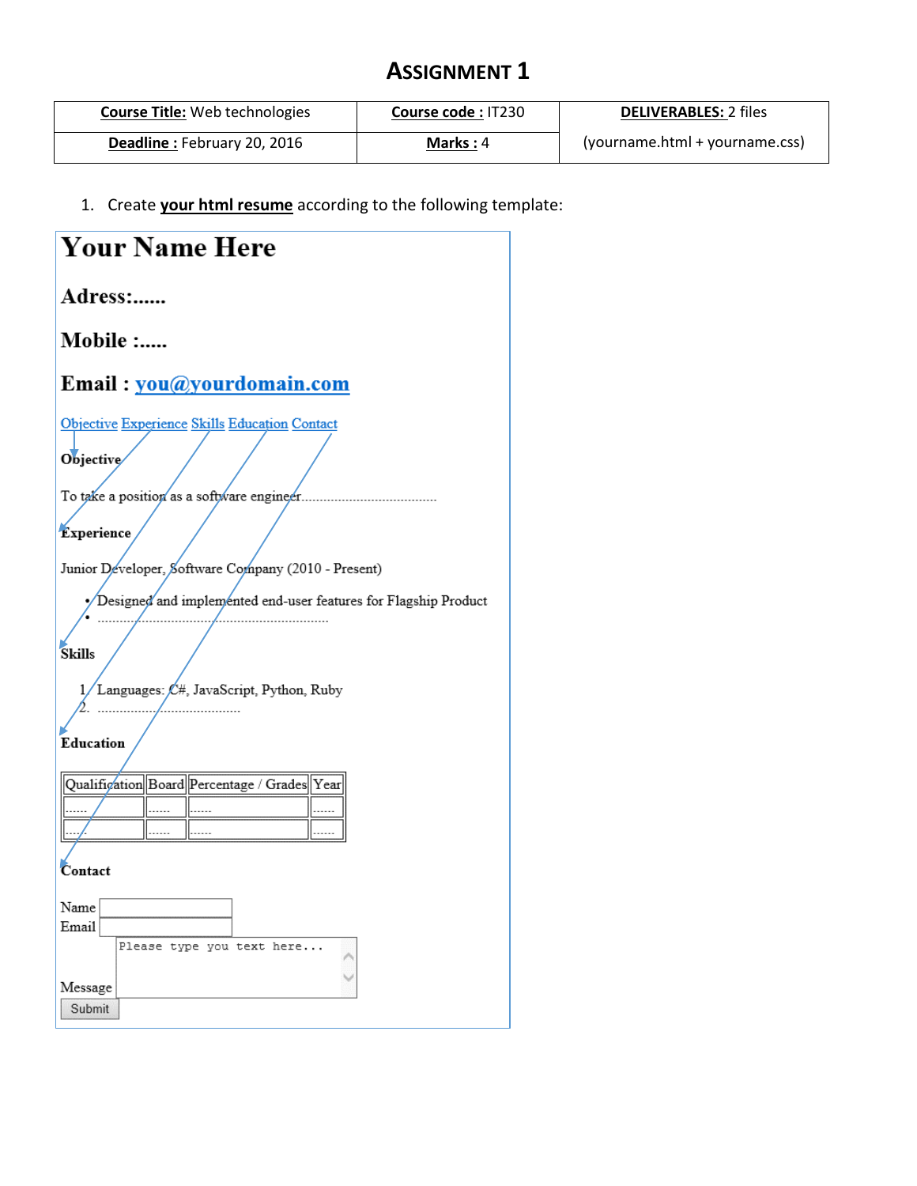# Assignment 1

| **Course Title:** Web technologies | **Course code :** IT230 | **DELIVERABLES:** 2 files (yourname.html + yourname.css) |
| --- | --- | --- |
| **Deadline :** February 20, 2016 | **Marks :** 4 | |

1. Create **your html resume** according to the following template:

# Your Name Here

## Adress:......

## Mobile :.....

## Email : you@yourdomain.com

Objective Experience Skills Education Contact

**Objective**

To take a position as a software engineer....................................

**Experience**

Junior Developer, Software Company (2010 - Present)

- Designed and implemented end-user features for Flagship Product
- ..............................................................

**Skills**

1. Languages: C#, JavaScript, Python, Ruby
2. .........................................

**Education**

| Qualification | Board | Percentage / Grades | Year |
| --- | --- | --- | --- |
| ...... | ...... | ...... | ...... |
| ...... | ...... | ...... | ...... |

**Contact**

Name

Email

Message Please type you text here...

Submit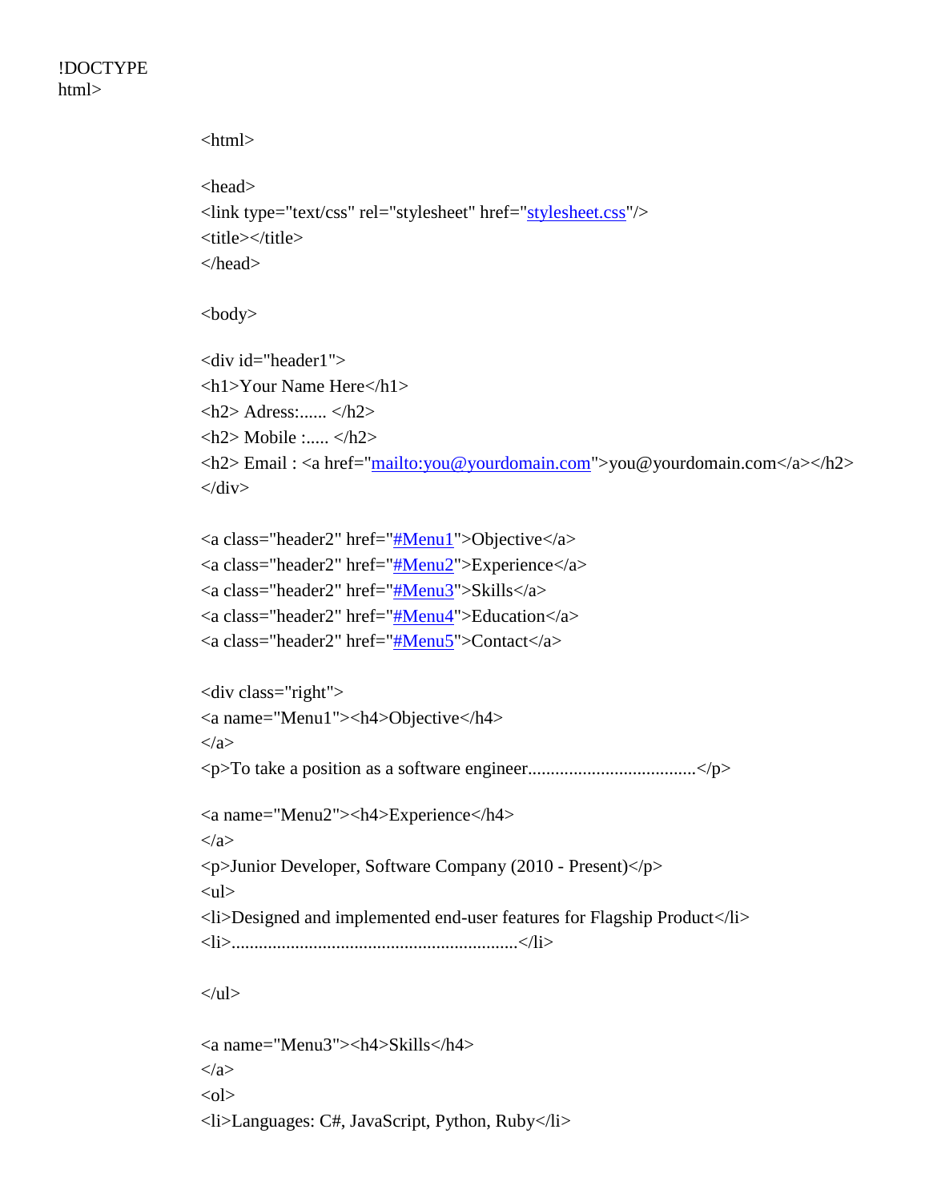!DOCTYPE html>

```
<html>

<head>
<link type="text/css" rel="stylesheet" href="stylesheet.css"/>
<title></title>
</head>

<body>

<div id="header1">
<h1>Your Name Here</h1>
<h2> Adress:...... </h2>
<h2> Mobile :..... </h2>
<h2> Email : <a href="mailto:you@yourdomain.com">you@yourdomain.com</a></h2>
</div>

<a class="header2" href="#Menu1">Objective</a>
<a class="header2" href="#Menu2">Experience</a>
<a class="header2" href="#Menu3">Skills</a>
<a class="header2" href="#Menu4">Education</a>
<a class="header2" href="#Menu5">Contact</a>

<div class="right">
<a name="Menu1"><h4>Objective</h4>
</a>
<p>To take a position as a software engineer.....................................</p>

<a name="Menu2"><h4>Experience</h4>
</a>
<p>Junior Developer, Software Company (2010 - Present)</p>
<ul>
<li>Designed and implemented end-user features for Flagship Product</li>
<li>...............................................................</li>

</ul>

<a name="Menu3"><h4>Skills</h4>
</a>
<ol>
<li>Languages: C#, JavaScript, Python, Ruby</li>
```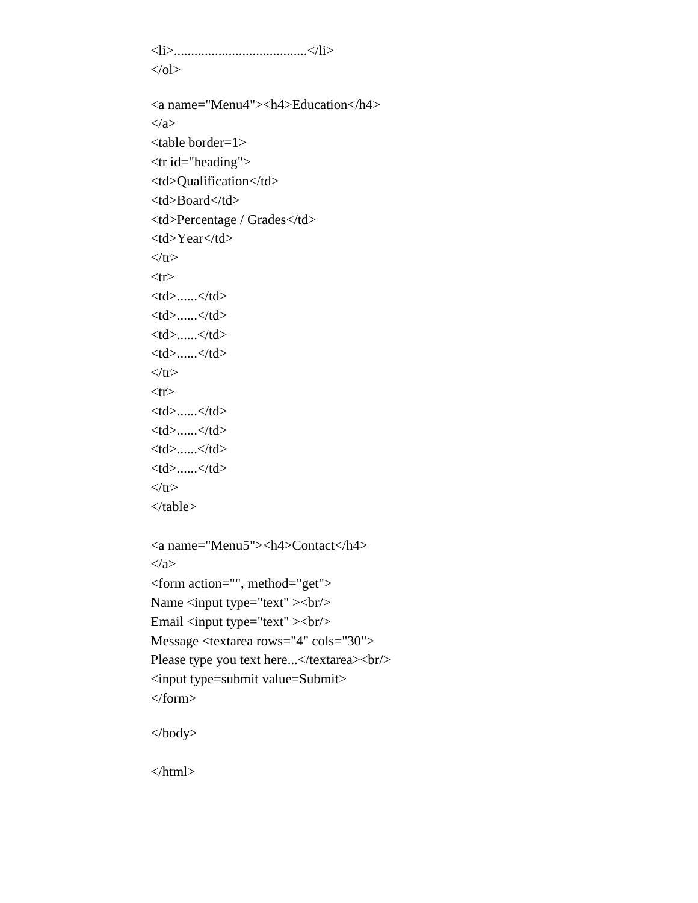```html
<li>.......................................</li>
</ol>

<a name="Menu4"><h4>Education</h4>
</a>
<table border=1>
<tr id="heading">
<td>Qualification</td>
<td>Board</td>
<td>Percentage / Grades</td>
<td>Year</td>
</tr>
<tr>
<td>......</td>
<td>......</td>
<td>......</td>
<td>......</td>
</tr>
<tr>
<td>......</td>
<td>......</td>
<td>......</td>
<td>......</td>
</tr>
</table>

<a name="Menu5"><h4>Contact</h4>
</a>
<form action="", method="get">
Name <input type="text" ><br/>
Email <input type="text" ><br/>
Message <textarea rows="4" cols="30">
Please type you text here...</textarea><br/>
<input type=submit value=Submit>
</form>

</body>

</html>
```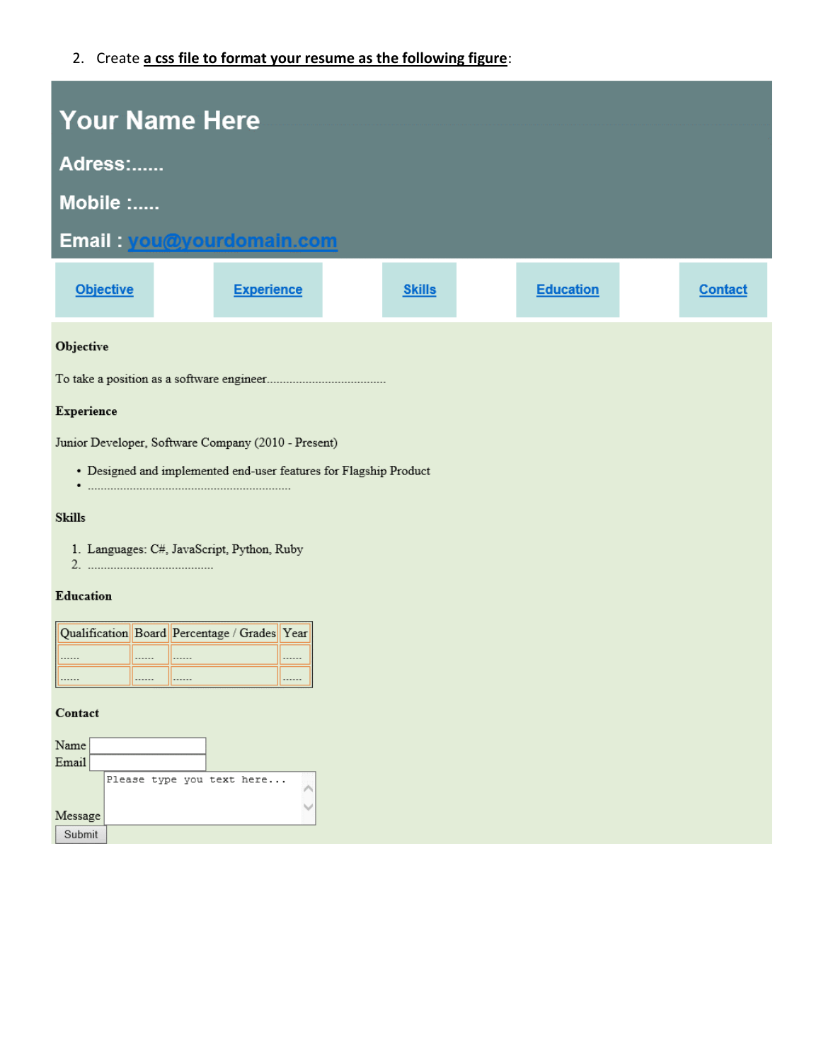2. Create **a css file to format your resume as the following figure**:

# Your Name Here

## Adress:......

## Mobile :.....

## Email : you@yourdomain.com

Objective Experience Skills Education Contact

**Objective**

To take a position as a software engineer.....................................

**Experience**

Junior Developer, Software Company (2010 - Present)

- Designed and implemented end-user features for Flagship Product
- ................................................................

**Skills**

1. Languages: C#, JavaScript, Python, Ruby
2. ........................................

**Education**

| Qualification | Board | Percentage / Grades | Year |
|---|---|---|---|
| ...... | ...... | ...... | ...... |
| ...... | ...... | ...... | ...... |

**Contact**

Name
Email
Message Please type you text here...
Submit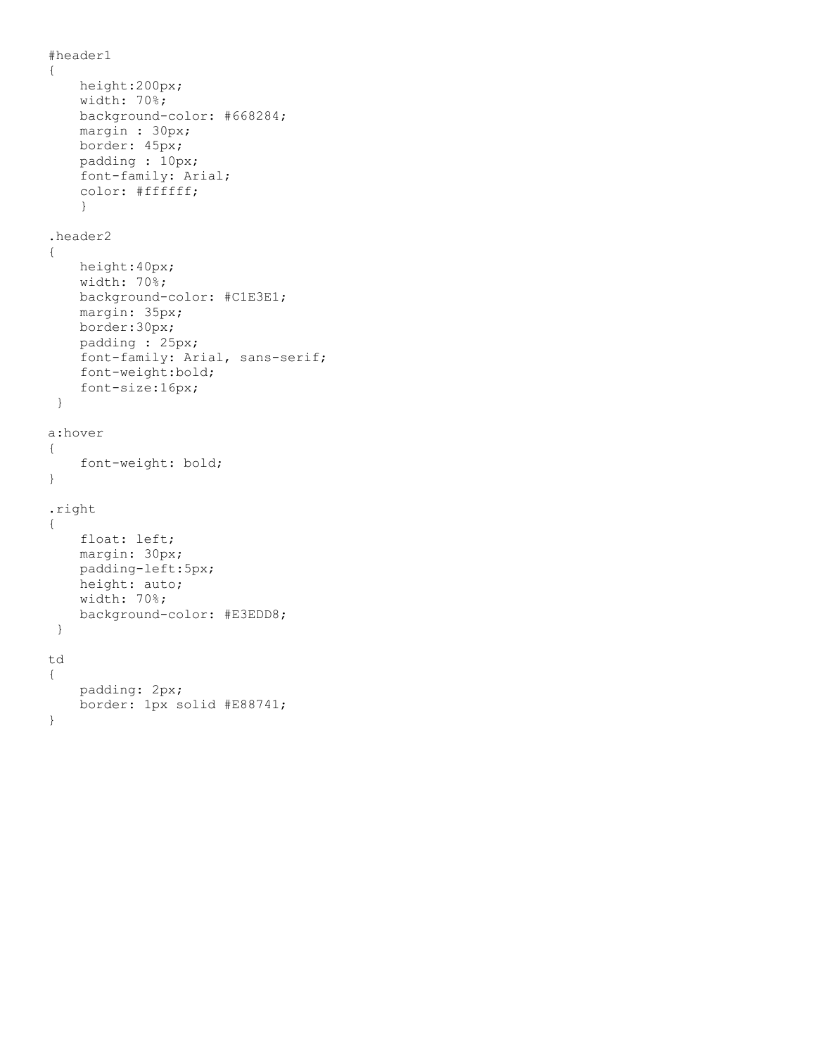```
#header1
{
    height:200px;
    width: 70%;
    background-color: #668284;
    margin : 30px;
    border: 45px;
    padding : 10px;
    font-family: Arial;
    color: #ffffff;
    }

.header2
{
    height:40px;
    width: 70%;
    background-color: #C1E3E1;
    margin: 35px;
    border:30px;
    padding : 25px;
    font-family: Arial, sans-serif;
    font-weight:bold;
    font-size:16px;
 }

a:hover
{
    font-weight: bold;
}

.right
{
    float: left;
    margin: 30px;
    padding-left:5px;
    height: auto;
    width: 70%;
    background-color: #E3EDD8;
 }

td
{
    padding: 2px;
    border: 1px solid #E88741;
}
```